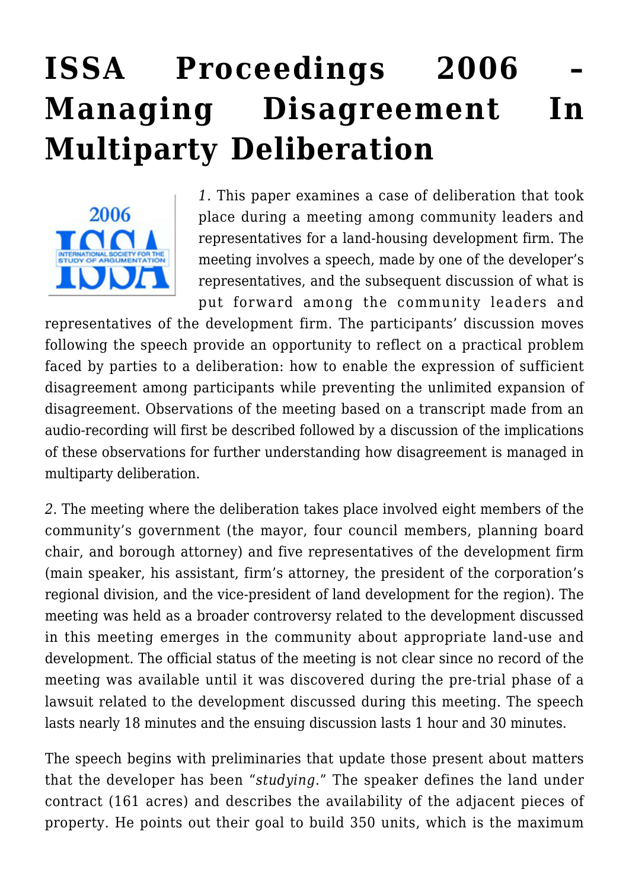# ISSA Proceedings 2006 – Managing Disagreement In Multiparty Deliberation

*1*. This paper examines a case of deliberation that took place during a meeting among community leaders and representatives for a land-housing development firm. The meeting involves a speech, made by one of the developer's representatives, and the subsequent discussion of what is put forward among the community leaders and representatives of the development firm. The participants' discussion moves following the speech provide an opportunity to reflect on a practical problem faced by parties to a deliberation: how to enable the expression of sufficient disagreement among participants while preventing the unlimited expansion of disagreement. Observations of the meeting based on a transcript made from an audio-recording will first be described followed by a discussion of the implications of these observations for further understanding how disagreement is managed in multiparty deliberation.

*2*. The meeting where the deliberation takes place involved eight members of the community's government (the mayor, four council members, planning board chair, and borough attorney) and five representatives of the development firm (main speaker, his assistant, firm's attorney, the president of the corporation's regional division, and the vice-president of land development for the region). The meeting was held as a broader controversy related to the development discussed in this meeting emerges in the community about appropriate land-use and development. The official status of the meeting is not clear since no record of the meeting was available until it was discovered during the pre-trial phase of a lawsuit related to the development discussed during this meeting. The speech lasts nearly 18 minutes and the ensuing discussion lasts 1 hour and 30 minutes.

The speech begins with preliminaries that update those present about matters that the developer has been "*studying*." The speaker defines the land under contract (161 acres) and describes the availability of the adjacent pieces of property. He points out their goal to build 350 units, which is the maximum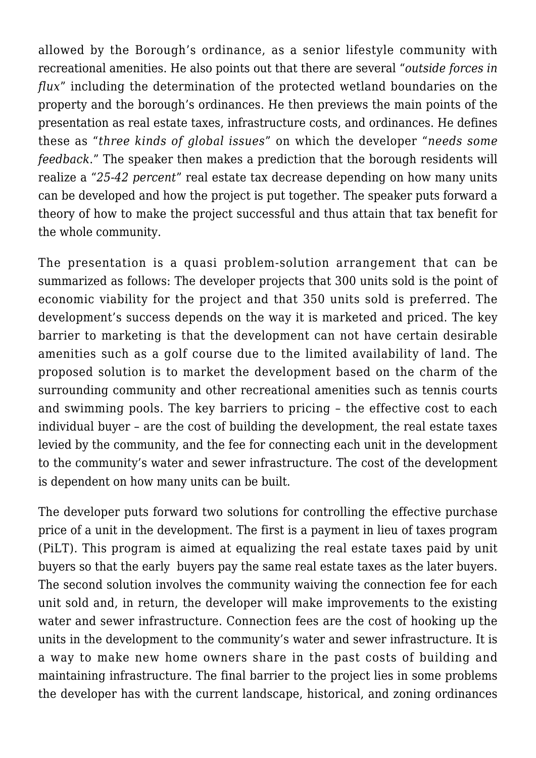allowed by the Borough's ordinance, as a senior lifestyle community with recreational amenities. He also points out that there are several "*outside forces in flux*" including the determination of the protected wetland boundaries on the property and the borough's ordinances. He then previews the main points of the presentation as real estate taxes, infrastructure costs, and ordinances. He defines these as "*three kinds of global issues*" on which the developer "*needs some feedback*." The speaker then makes a prediction that the borough residents will realize a "*25-42 percent*" real estate tax decrease depending on how many units can be developed and how the project is put together. The speaker puts forward a theory of how to make the project successful and thus attain that tax benefit for the whole community.

The presentation is a quasi problem-solution arrangement that can be summarized as follows: The developer projects that 300 units sold is the point of economic viability for the project and that 350 units sold is preferred. The development's success depends on the way it is marketed and priced. The key barrier to marketing is that the development can not have certain desirable amenities such as a golf course due to the limited availability of land. The proposed solution is to market the development based on the charm of the surrounding community and other recreational amenities such as tennis courts and swimming pools. The key barriers to pricing – the effective cost to each individual buyer – are the cost of building the development, the real estate taxes levied by the community, and the fee for connecting each unit in the development to the community's water and sewer infrastructure. The cost of the development is dependent on how many units can be built.

The developer puts forward two solutions for controlling the effective purchase price of a unit in the development. The first is a payment in lieu of taxes program (PiLT). This program is aimed at equalizing the real estate taxes paid by unit buyers so that the early buyers pay the same real estate taxes as the later buyers. The second solution involves the community waiving the connection fee for each unit sold and, in return, the developer will make improvements to the existing water and sewer infrastructure. Connection fees are the cost of hooking up the units in the development to the community's water and sewer infrastructure. It is a way to make new home owners share in the past costs of building and maintaining infrastructure. The final barrier to the project lies in some problems the developer has with the current landscape, historical, and zoning ordinances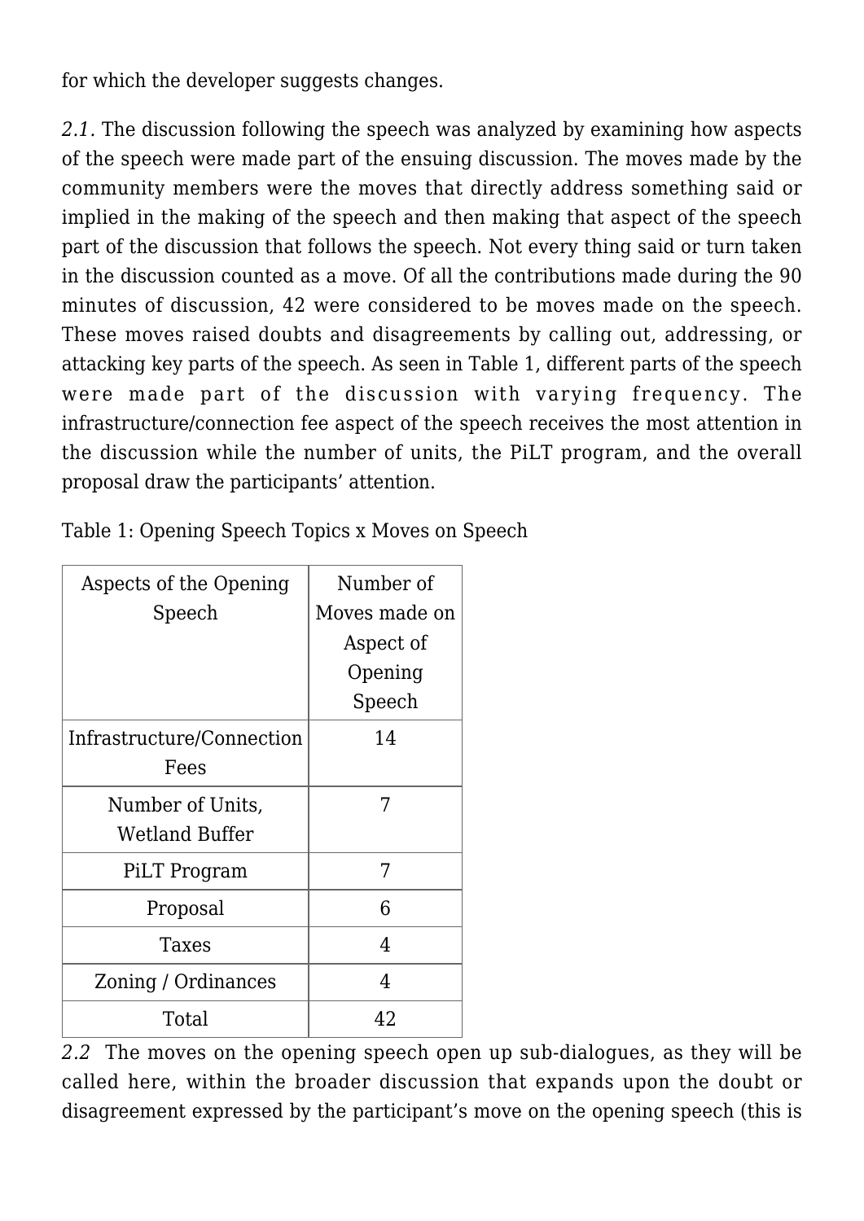for which the developer suggests changes.

*2.1.* The discussion following the speech was analyzed by examining how aspects of the speech were made part of the ensuing discussion. The moves made by the community members were the moves that directly address something said or implied in the making of the speech and then making that aspect of the speech part of the discussion that follows the speech. Not every thing said or turn taken in the discussion counted as a move. Of all the contributions made during the 90 minutes of discussion, 42 were considered to be moves made on the speech. These moves raised doubts and disagreements by calling out, addressing, or attacking key parts of the speech. As seen in Table 1, different parts of the speech were made part of the discussion with varying frequency. The infrastructure/connection fee aspect of the speech receives the most attention in the discussion while the number of units, the PiLT program, and the overall proposal draw the participants' attention.

Table 1: Opening Speech Topics x Moves on Speech

| Aspects of the Opening Speech | Number of Moves made on Aspect of Opening Speech |
| --- | --- |
| Infrastructure/Connection Fees | 14 |
| Number of Units, Wetland Buffer | 7 |
| PiLT Program | 7 |
| Proposal | 6 |
| Taxes | 4 |
| Zoning / Ordinances | 4 |
| Total | 42 |

*2.2* The moves on the opening speech open up sub-dialogues, as they will be called here, within the broader discussion that expands upon the doubt or disagreement expressed by the participant's move on the opening speech (this is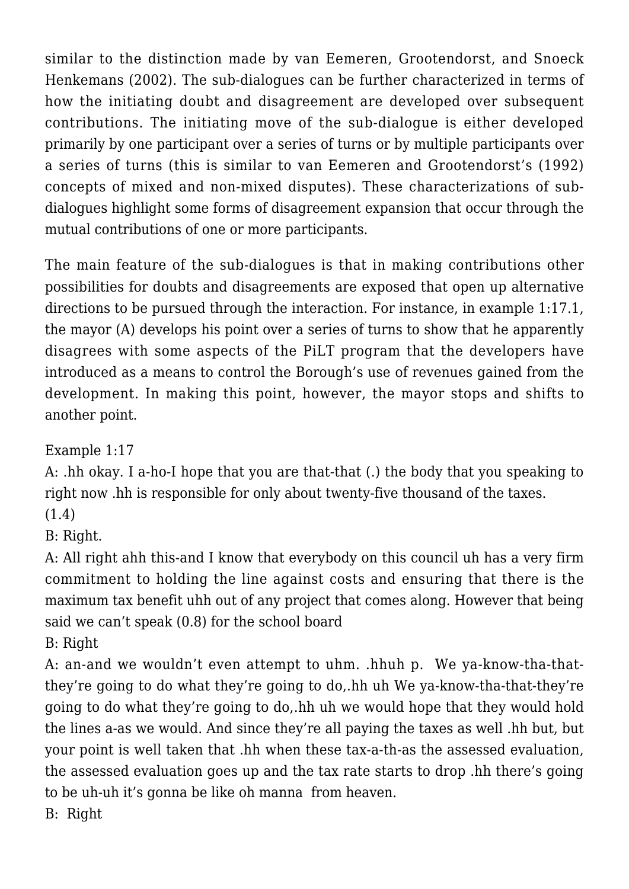similar to the distinction made by van Eemeren, Grootendorst, and Snoeck Henkemans (2002). The sub-dialogues can be further characterized in terms of how the initiating doubt and disagreement are developed over subsequent contributions. The initiating move of the sub-dialogue is either developed primarily by one participant over a series of turns or by multiple participants over a series of turns (this is similar to van Eemeren and Grootendorst's (1992) concepts of mixed and non-mixed disputes). These characterizations of sub-dialogues highlight some forms of disagreement expansion that occur through the mutual contributions of one or more participants.

The main feature of the sub-dialogues is that in making contributions other possibilities for doubts and disagreements are exposed that open up alternative directions to be pursued through the interaction. For instance, in example 1:17.1, the mayor (A) develops his point over a series of turns to show that he apparently disagrees with some aspects of the PiLT program that the developers have introduced as a means to control the Borough's use of revenues gained from the development. In making this point, however, the mayor stops and shifts to another point.

Example 1:17

A: .hh okay. I a-ho-I hope that you are that-that (.) the body that you speaking to right now .hh is responsible for only about twenty-five thousand of the taxes.

(1.4)

B: Right.

A: All right ahh this-and I know that everybody on this council uh has a very firm commitment to holding the line against costs and ensuring that there is the maximum tax benefit uhh out of any project that comes along. However that being said we can't speak (0.8) for the school board

B: Right

A: an-and we wouldn't even attempt to uhm. .hhuh p. We ya-know-tha-that-they're going to do what they're going to do,.hh uh We ya-know-tha-that-they're going to do what they're going to do,.hh uh we would hope that they would hold the lines a-as we would. And since they're all paying the taxes as well .hh but, but your point is well taken that .hh when these tax-a-th-as the assessed evaluation, the assessed evaluation goes up and the tax rate starts to drop .hh there's going to be uh-uh it's gonna be like oh manna from heaven.

B: Right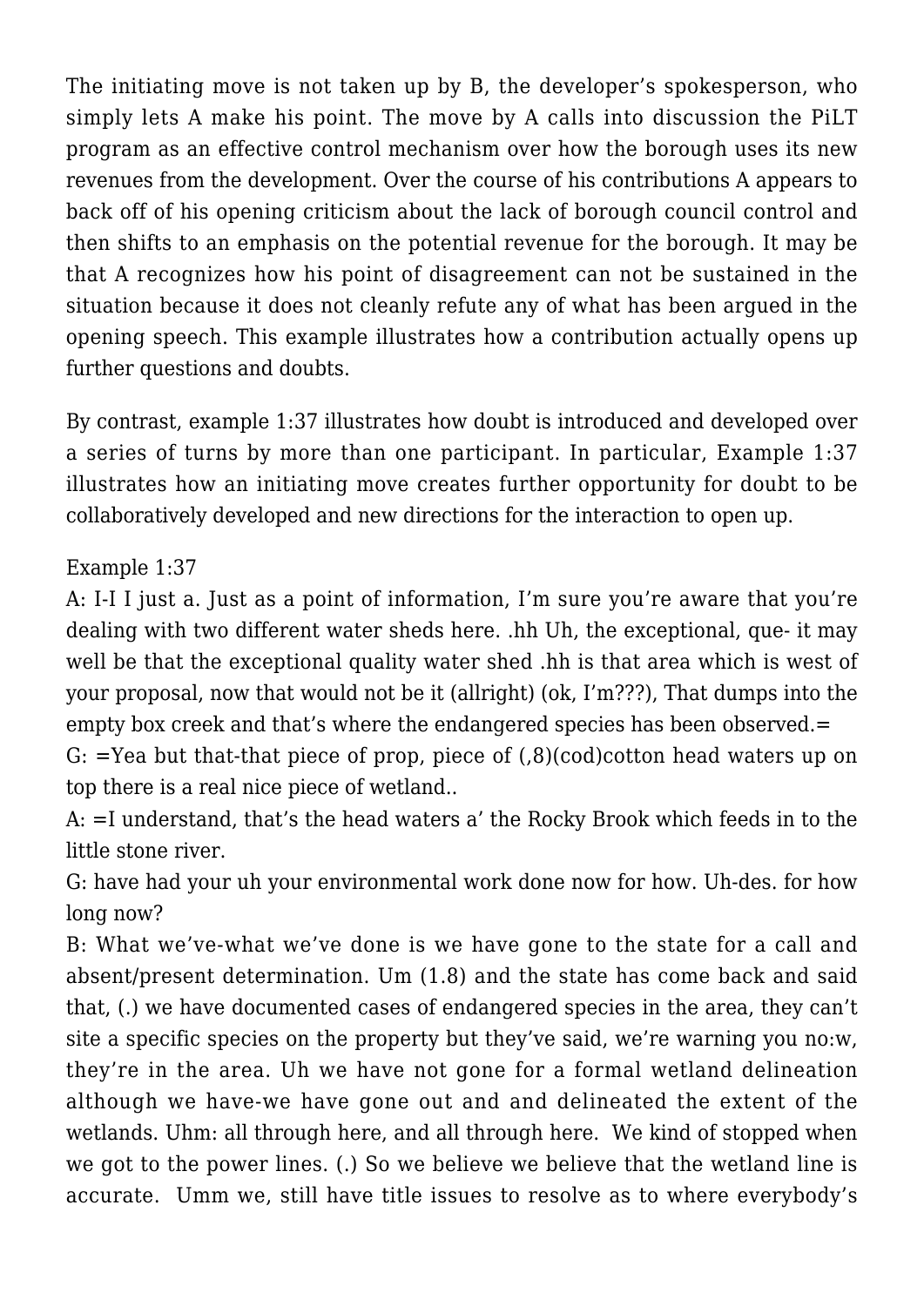The initiating move is not taken up by B, the developer's spokesperson, who simply lets A make his point. The move by A calls into discussion the PiLT program as an effective control mechanism over how the borough uses its new revenues from the development. Over the course of his contributions A appears to back off of his opening criticism about the lack of borough council control and then shifts to an emphasis on the potential revenue for the borough. It may be that A recognizes how his point of disagreement can not be sustained in the situation because it does not cleanly refute any of what has been argued in the opening speech. This example illustrates how a contribution actually opens up further questions and doubts.

By contrast, example 1:37 illustrates how doubt is introduced and developed over a series of turns by more than one participant. In particular, Example 1:37 illustrates how an initiating move creates further opportunity for doubt to be collaboratively developed and new directions for the interaction to open up.

Example 1:37

A: I-I I just a. Just as a point of information, I'm sure you're aware that you're dealing with two different water sheds here. .hh Uh, the exceptional, que- it may well be that the exceptional quality water shed .hh is that area which is west of your proposal, now that would not be it (allright) (ok, I'm???), That dumps into the empty box creek and that's where the endangered species has been observed.=

G: =Yea but that-that piece of prop, piece of (,8)(cod)cotton head waters up on top there is a real nice piece of wetland..

A: =I understand, that's the head waters a' the Rocky Brook which feeds in to the little stone river.

G: have had your uh your environmental work done now for how. Uh-des. for how long now?

B: What we've-what we've done is we have gone to the state for a call and absent/present determination. Um (1.8) and the state has come back and said that, (.) we have documented cases of endangered species in the area, they can't site a specific species on the property but they've said, we're warning you no:w, they're in the area. Uh we have not gone for a formal wetland delineation although we have-we have gone out and and delineated the extent of the wetlands. Uhm: all through here, and all through here. We kind of stopped when we got to the power lines. (.) So we believe we believe that the wetland line is accurate. Umm we, still have title issues to resolve as to where everybody's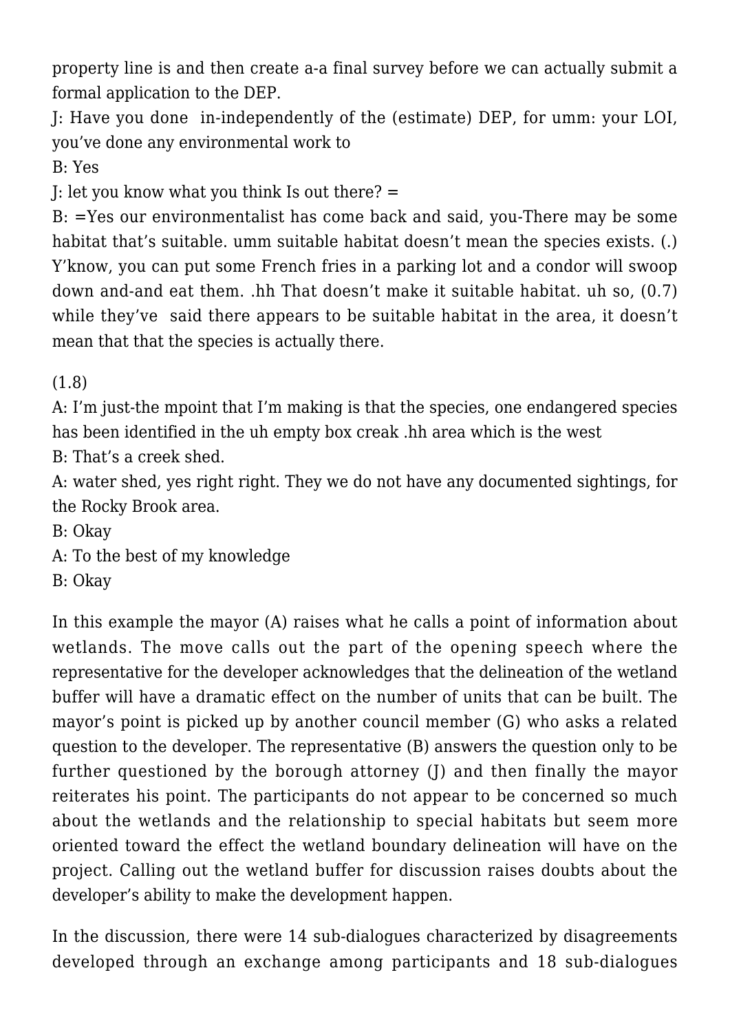property line is and then create a-a final survey before we can actually submit a formal application to the DEP.

J: Have you done  in-independently of the (estimate) DEP, for umm: your LOI, you've done any environmental work to

B: Yes

J: let you know what you think Is out there? =

B: =Yes our environmentalist has come back and said, you-There may be some habitat that's suitable. umm suitable habitat doesn't mean the species exists. (.) Y'know, you can put some French fries in a parking lot and a condor will swoop down and-and eat them. .hh That doesn't make it suitable habitat. uh so, (0.7) while they've  said there appears to be suitable habitat in the area, it doesn't mean that that the species is actually there.

(1.8)

A: I'm just-the mpoint that I'm making is that the species, one endangered species has been identified in the uh empty box creak .hh area which is the west

B: That's a creek shed.

A: water shed, yes right right. They we do not have any documented sightings, for the Rocky Brook area.

B: Okay

A: To the best of my knowledge

B: Okay

In this example the mayor (A) raises what he calls a point of information about wetlands. The move calls out the part of the opening speech where the representative for the developer acknowledges that the delineation of the wetland buffer will have a dramatic effect on the number of units that can be built. The mayor's point is picked up by another council member (G) who asks a related question to the developer. The representative (B) answers the question only to be further questioned by the borough attorney (J) and then finally the mayor reiterates his point. The participants do not appear to be concerned so much about the wetlands and the relationship to special habitats but seem more oriented toward the effect the wetland boundary delineation will have on the project. Calling out the wetland buffer for discussion raises doubts about the developer's ability to make the development happen.

In the discussion, there were 14 sub-dialogues characterized by disagreements developed through an exchange among participants and 18 sub-dialogues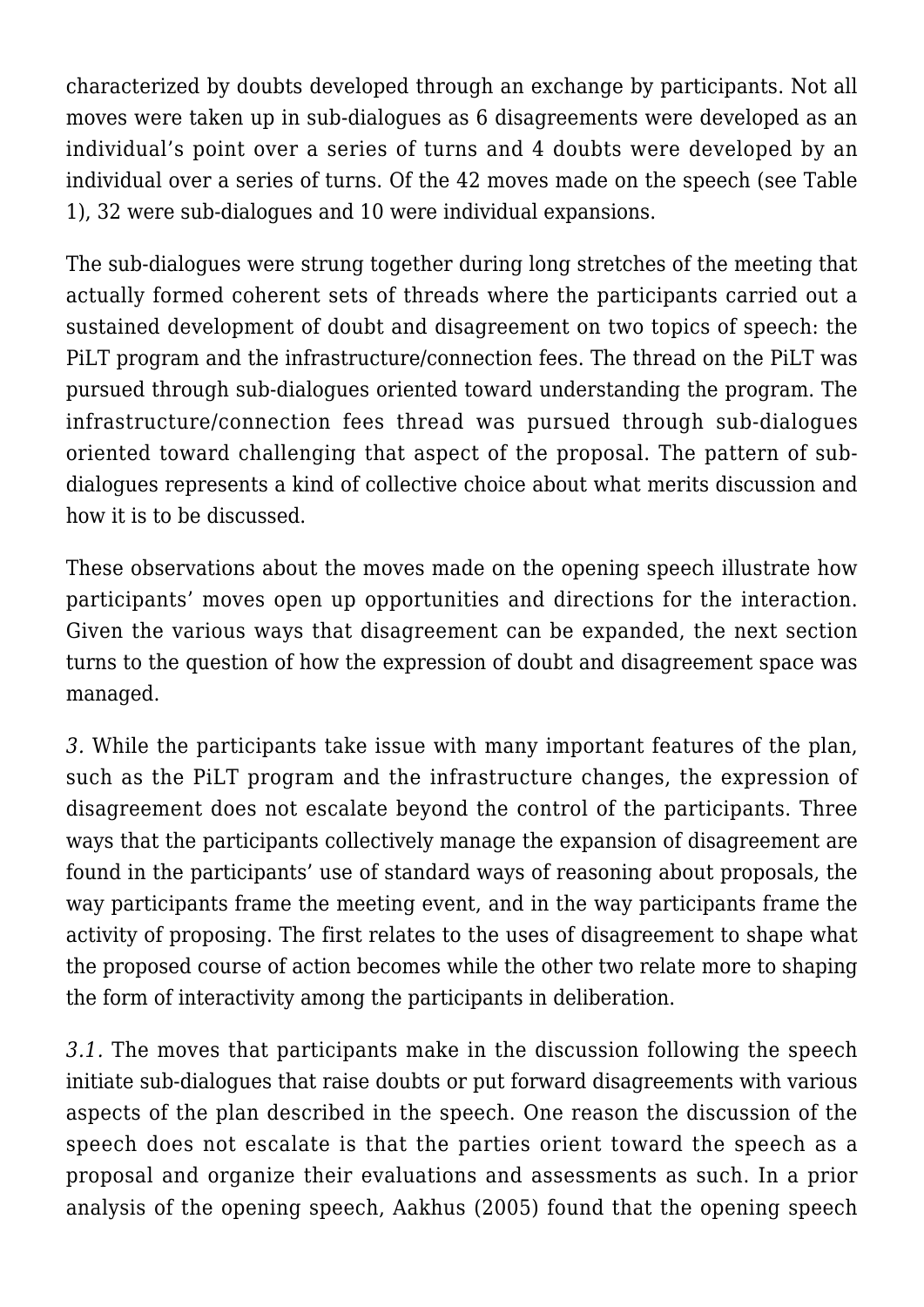characterized by doubts developed through an exchange by participants. Not all moves were taken up in sub-dialogues as 6 disagreements were developed as an individual's point over a series of turns and 4 doubts were developed by an individual over a series of turns. Of the 42 moves made on the speech (see Table 1), 32 were sub-dialogues and 10 were individual expansions.

The sub-dialogues were strung together during long stretches of the meeting that actually formed coherent sets of threads where the participants carried out a sustained development of doubt and disagreement on two topics of speech: the PiLT program and the infrastructure/connection fees. The thread on the PiLT was pursued through sub-dialogues oriented toward understanding the program. The infrastructure/connection fees thread was pursued through sub-dialogues oriented toward challenging that aspect of the proposal. The pattern of sub-dialogues represents a kind of collective choice about what merits discussion and how it is to be discussed.

These observations about the moves made on the opening speech illustrate how participants' moves open up opportunities and directions for the interaction. Given the various ways that disagreement can be expanded, the next section turns to the question of how the expression of doubt and disagreement space was managed.

*3.* While the participants take issue with many important features of the plan, such as the PiLT program and the infrastructure changes, the expression of disagreement does not escalate beyond the control of the participants. Three ways that the participants collectively manage the expansion of disagreement are found in the participants' use of standard ways of reasoning about proposals, the way participants frame the meeting event, and in the way participants frame the activity of proposing. The first relates to the uses of disagreement to shape what the proposed course of action becomes while the other two relate more to shaping the form of interactivity among the participants in deliberation.

*3.1.* The moves that participants make in the discussion following the speech initiate sub-dialogues that raise doubts or put forward disagreements with various aspects of the plan described in the speech. One reason the discussion of the speech does not escalate is that the parties orient toward the speech as a proposal and organize their evaluations and assessments as such. In a prior analysis of the opening speech, Aakhus (2005) found that the opening speech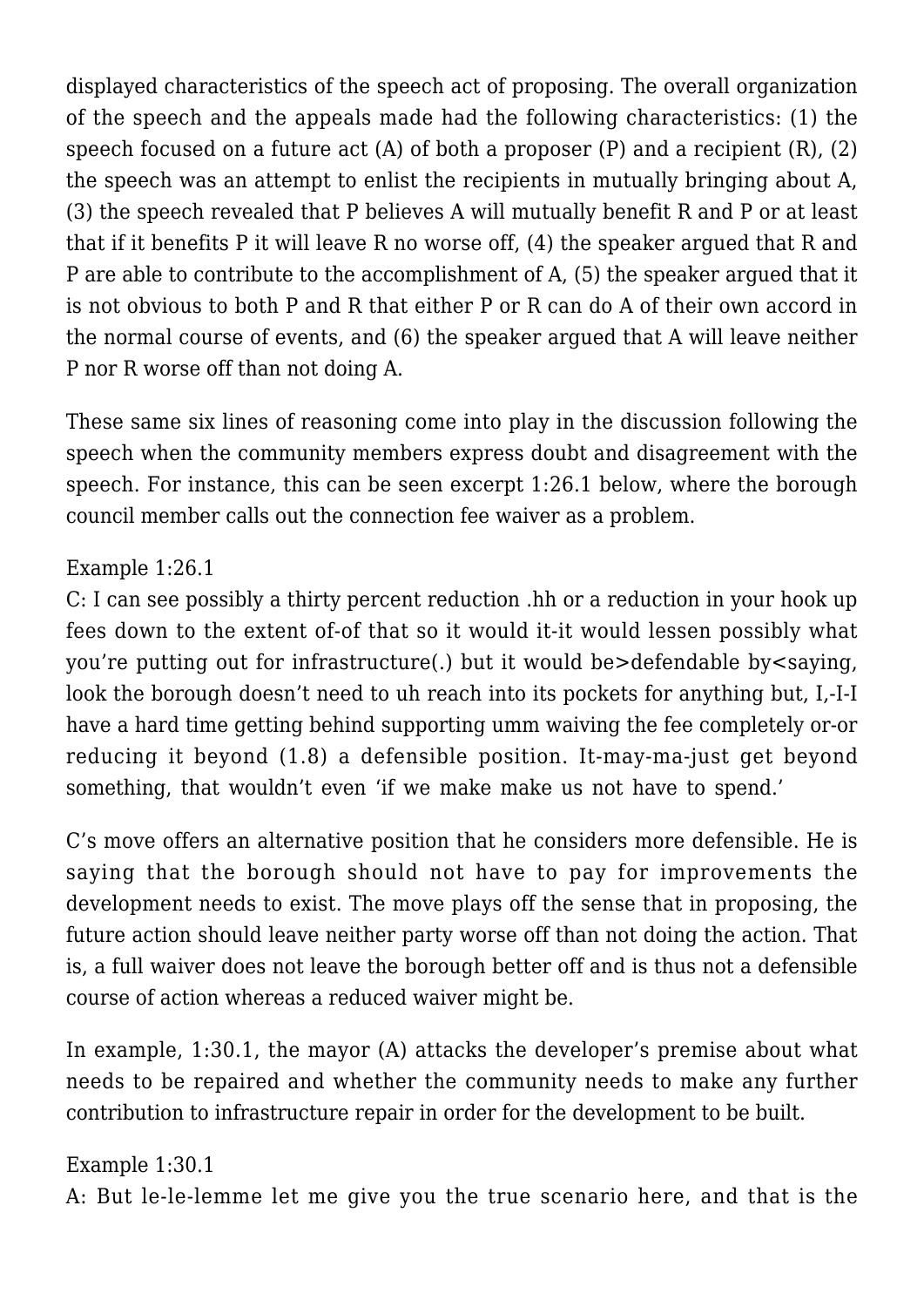displayed characteristics of the speech act of proposing. The overall organization of the speech and the appeals made had the following characteristics: (1) the speech focused on a future act (A) of both a proposer (P) and a recipient (R), (2) the speech was an attempt to enlist the recipients in mutually bringing about A, (3) the speech revealed that P believes A will mutually benefit R and P or at least that if it benefits P it will leave R no worse off, (4) the speaker argued that R and P are able to contribute to the accomplishment of A, (5) the speaker argued that it is not obvious to both P and R that either P or R can do A of their own accord in the normal course of events, and (6) the speaker argued that A will leave neither P nor R worse off than not doing A.

These same six lines of reasoning come into play in the discussion following the speech when the community members express doubt and disagreement with the speech. For instance, this can be seen excerpt 1:26.1 below, where the borough council member calls out the connection fee waiver as a problem.

Example 1:26.1
C: I can see possibly a thirty percent reduction .hh or a reduction in your hook up fees down to the extent of-of that so it would it-it would lessen possibly what you're putting out for infrastructure(.) but it would be>defendable by<saying, look the borough doesn't need to uh reach into its pockets for anything but, I,-I-I have a hard time getting behind supporting umm waiving the fee completely or-or reducing it beyond (1.8) a defensible position. It-may-ma-just get beyond something, that wouldn't even 'if we make make us not have to spend.'

C's move offers an alternative position that he considers more defensible. He is saying that the borough should not have to pay for improvements the development needs to exist. The move plays off the sense that in proposing, the future action should leave neither party worse off than not doing the action. That is, a full waiver does not leave the borough better off and is thus not a defensible course of action whereas a reduced waiver might be.

In example, 1:30.1, the mayor (A) attacks the developer's premise about what needs to be repaired and whether the community needs to make any further contribution to infrastructure repair in order for the development to be built.

Example 1:30.1
A: But le-le-lemme let me give you the true scenario here, and that is the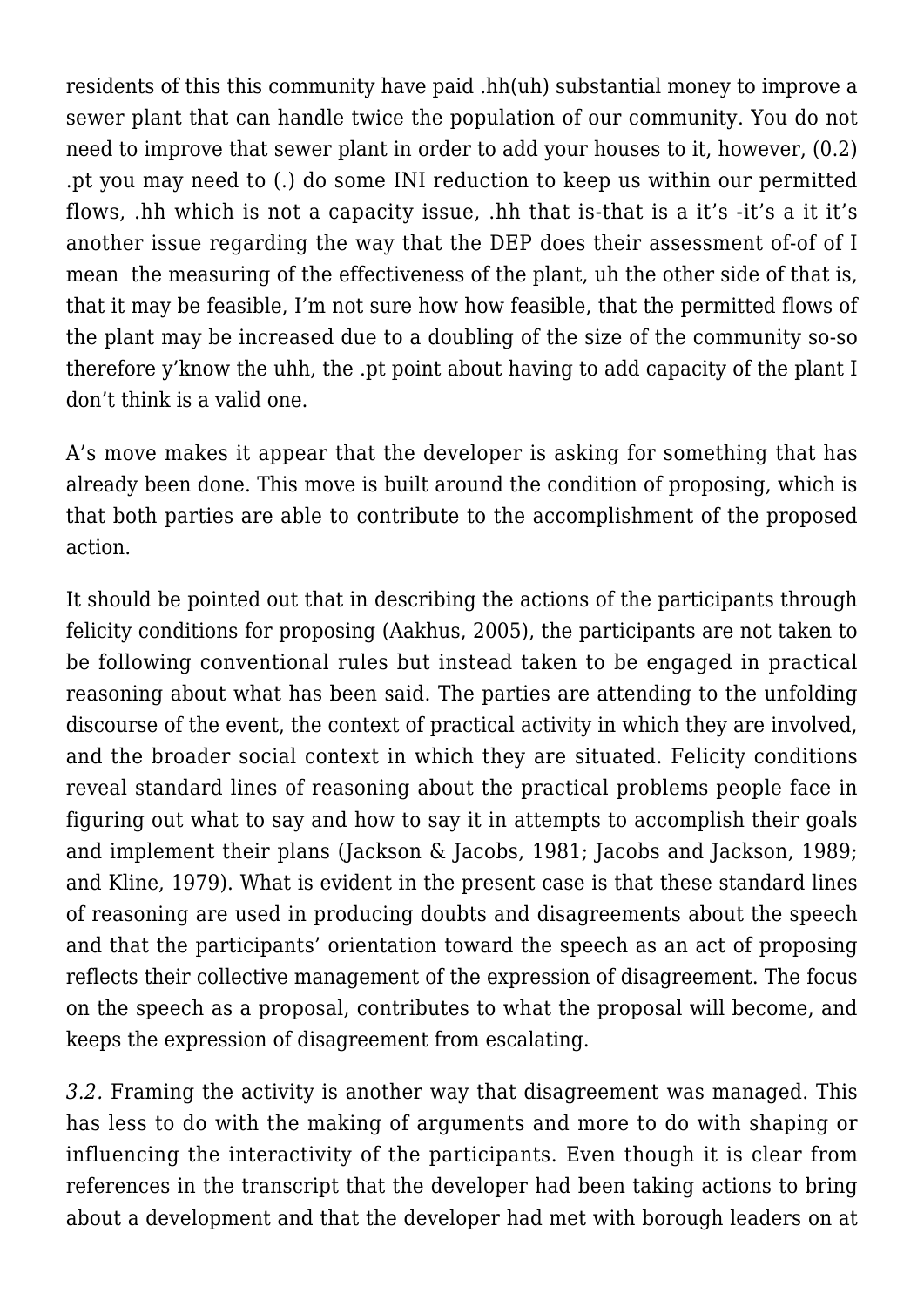residents of this this community have paid .hh(uh) substantial money to improve a sewer plant that can handle twice the population of our community. You do not need to improve that sewer plant in order to add your houses to it, however, (0.2) .pt you may need to (.) do some INI reduction to keep us within our permitted flows, .hh which is not a capacity issue, .hh that is-that is a it's -it's a it it's another issue regarding the way that the DEP does their assessment of-of of I mean the measuring of the effectiveness of the plant, uh the other side of that is, that it may be feasible, I'm not sure how how feasible, that the permitted flows of the plant may be increased due to a doubling of the size of the community so-so therefore y'know the uhh, the .pt point about having to add capacity of the plant I don't think is a valid one.

A's move makes it appear that the developer is asking for something that has already been done. This move is built around the condition of proposing, which is that both parties are able to contribute to the accomplishment of the proposed action.

It should be pointed out that in describing the actions of the participants through felicity conditions for proposing (Aakhus, 2005), the participants are not taken to be following conventional rules but instead taken to be engaged in practical reasoning about what has been said. The parties are attending to the unfolding discourse of the event, the context of practical activity in which they are involved, and the broader social context in which they are situated. Felicity conditions reveal standard lines of reasoning about the practical problems people face in figuring out what to say and how to say it in attempts to accomplish their goals and implement their plans (Jackson & Jacobs, 1981; Jacobs and Jackson, 1989; and Kline, 1979). What is evident in the present case is that these standard lines of reasoning are used in producing doubts and disagreements about the speech and that the participants' orientation toward the speech as an act of proposing reflects their collective management of the expression of disagreement. The focus on the speech as a proposal, contributes to what the proposal will become, and keeps the expression of disagreement from escalating.

*3.2.* Framing the activity is another way that disagreement was managed. This has less to do with the making of arguments and more to do with shaping or influencing the interactivity of the participants. Even though it is clear from references in the transcript that the developer had been taking actions to bring about a development and that the developer had met with borough leaders on at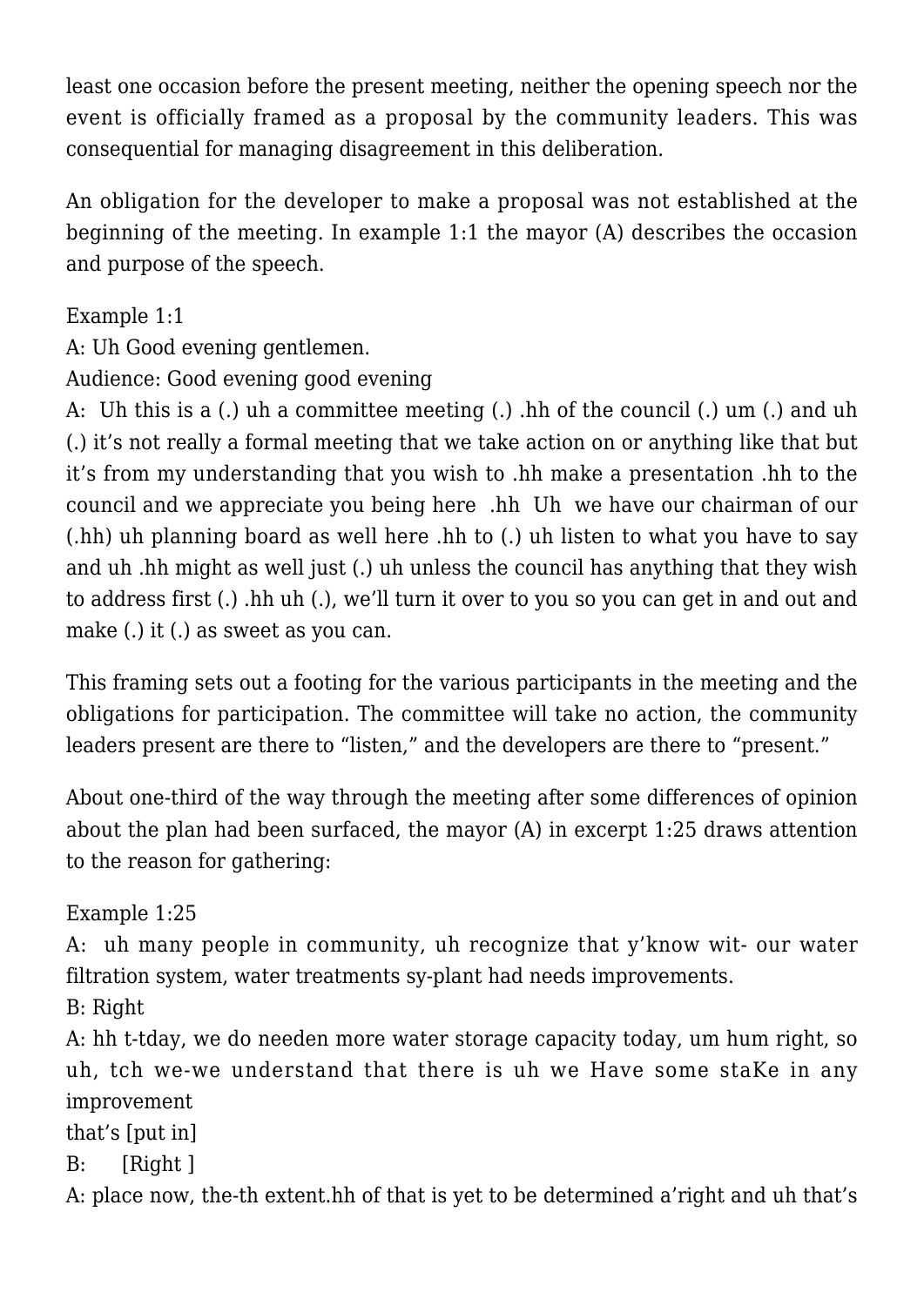least one occasion before the present meeting, neither the opening speech nor the event is officially framed as a proposal by the community leaders. This was consequential for managing disagreement in this deliberation.

An obligation for the developer to make a proposal was not established at the beginning of the meeting. In example 1:1 the mayor (A) describes the occasion and purpose of the speech.

Example 1:1

A: Uh Good evening gentlemen.

Audience: Good evening good evening

A: Uh this is a (.) uh a committee meeting (.) .hh of the council (.) um (.) and uh (.) it's not really a formal meeting that we take action on or anything like that but it's from my understanding that you wish to .hh make a presentation .hh to the council and we appreciate you being here .hh Uh we have our chairman of our (.hh) uh planning board as well here .hh to (.) uh listen to what you have to say and uh .hh might as well just (.) uh unless the council has anything that they wish to address first (.) .hh uh (.), we'll turn it over to you so you can get in and out and make (.) it (.) as sweet as you can.

This framing sets out a footing for the various participants in the meeting and the obligations for participation. The committee will take no action, the community leaders present are there to "listen," and the developers are there to "present."

About one-third of the way through the meeting after some differences of opinion about the plan had been surfaced, the mayor (A) in excerpt 1:25 draws attention to the reason for gathering:

Example 1:25

A: uh many people in community, uh recognize that y'know wit- our water filtration system, water treatments sy-plant had needs improvements.

B: Right

A: hh t-tday, we do needen more water storage capacity today, um hum right, so uh, tch we-we understand that there is uh we Have some staKe in any improvement
that's [put in]

B: [Right ]

A: place now, the-th extent.hh of that is yet to be determined a'right and uh that's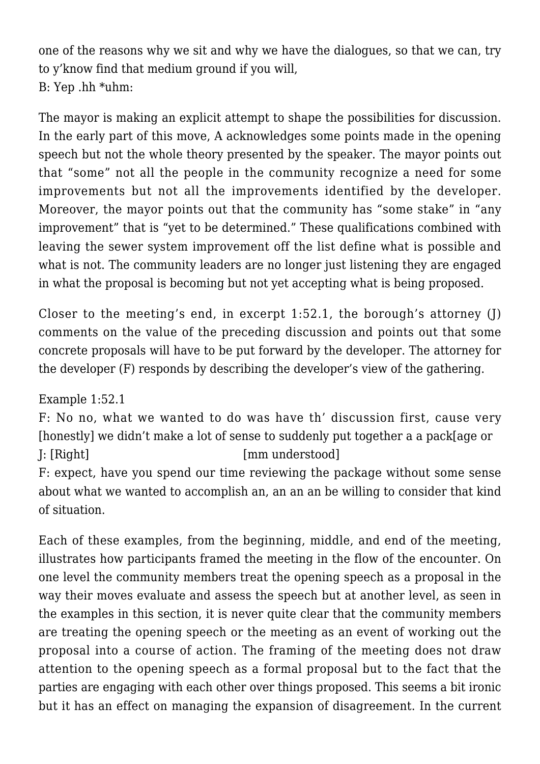one of the reasons why we sit and why we have the dialogues, so that we can, try to y'know find that medium ground if you will,
B: Yep .hh *uhm:

The mayor is making an explicit attempt to shape the possibilities for discussion. In the early part of this move, A acknowledges some points made in the opening speech but not the whole theory presented by the speaker. The mayor points out that "some" not all the people in the community recognize a need for some improvements but not all the improvements identified by the developer. Moreover, the mayor points out that the community has "some stake" in "any improvement" that is "yet to be determined." These qualifications combined with leaving the sewer system improvement off the list define what is possible and what is not. The community leaders are no longer just listening they are engaged in what the proposal is becoming but not yet accepting what is being proposed.

Closer to the meeting's end, in excerpt 1:52.1, the borough's attorney (J) comments on the value of the preceding discussion and points out that some concrete proposals will have to be put forward by the developer. The attorney for the developer (F) responds by describing the developer's view of the gathering.

Example 1:52.1
F: No no, what we wanted to do was have th' discussion first, cause very [honestly] we didn't make a lot of sense to suddenly put together a a pack[age or
J: [Right] [mm understood]
F: expect, have you spend our time reviewing the package without some sense about what we wanted to accomplish an, an an an be willing to consider that kind of situation.

Each of these examples, from the beginning, middle, and end of the meeting, illustrates how participants framed the meeting in the flow of the encounter. On one level the community members treat the opening speech as a proposal in the way their moves evaluate and assess the speech but at another level, as seen in the examples in this section, it is never quite clear that the community members are treating the opening speech or the meeting as an event of working out the proposal into a course of action. The framing of the meeting does not draw attention to the opening speech as a formal proposal but to the fact that the parties are engaging with each other over things proposed. This seems a bit ironic but it has an effect on managing the expansion of disagreement. In the current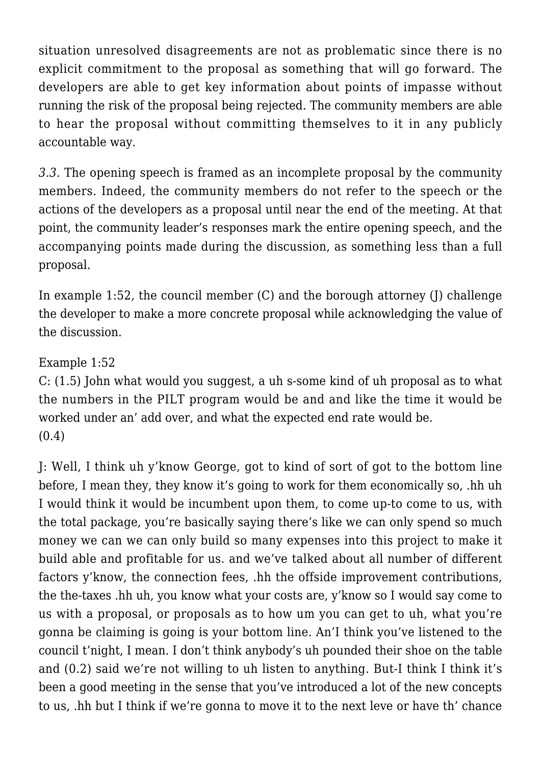situation unresolved disagreements are not as problematic since there is no explicit commitment to the proposal as something that will go forward. The developers are able to get key information about points of impasse without running the risk of the proposal being rejected. The community members are able to hear the proposal without committing themselves to it in any publicly accountable way.

*3.3.* The opening speech is framed as an incomplete proposal by the community members. Indeed, the community members do not refer to the speech or the actions of the developers as a proposal until near the end of the meeting. At that point, the community leader's responses mark the entire opening speech, and the accompanying points made during the discussion, as something less than a full proposal.

In example 1:52, the council member (C) and the borough attorney (J) challenge the developer to make a more concrete proposal while acknowledging the value of the discussion.

Example 1:52
C: (1.5) John what would you suggest, a uh s-some kind of uh proposal as to what the numbers in the PILT program would be and and like the time it would be worked under an' add over, and what the expected end rate would be.
(0.4)

J: Well, I think uh y'know George, got to kind of sort of got to the bottom line before, I mean they, they know it's going to work for them economically so, .hh uh I would think it would be incumbent upon them, to come up-to come to us, with the total package, you're basically saying there's like we can only spend so much money we can we can only build so many expenses into this project to make it build able and profitable for us. and we've talked about all number of different factors y'know, the connection fees, .hh the offside improvement contributions, the the-taxes .hh uh, you know what your costs are, y'know so I would say come to us with a proposal, or proposals as to how um you can get to uh, what you're gonna be claiming is going is your bottom line. An'I think you've listened to the council t'night, I mean. I don't think anybody's uh pounded their shoe on the table and (0.2) said we're not willing to uh listen to anything. But-I think I think it's been a good meeting in the sense that you've introduced a lot of the new concepts to us, .hh but I think if we're gonna to move it to the next leve or have th' chance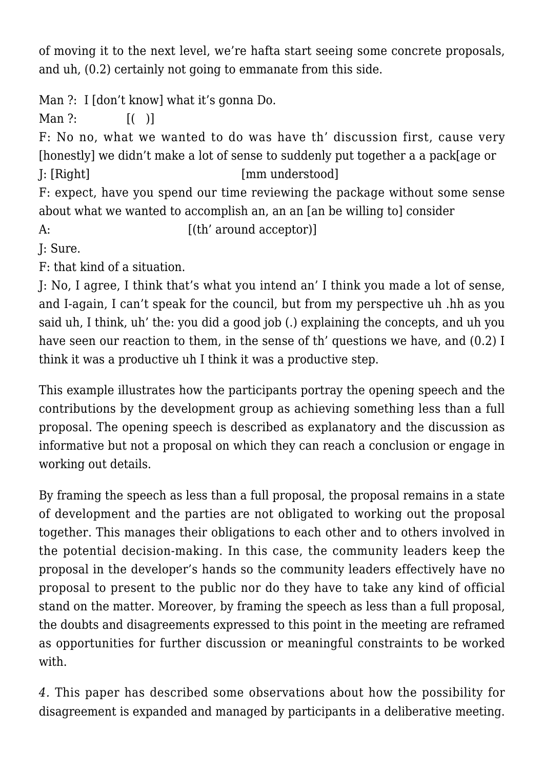of moving it to the next level, we’re hafta start seeing some concrete proposals, and uh, (0.2) certainly not going to emmanate from this side.

Man ?: I [don’t know] what it’s gonna Do.
Man ?: [( )]
F: No no, what we wanted to do was have th’ discussion first, cause very [honestly] we didn’t make a lot of sense to suddenly put together a a pack[age or
J: [Right] [mm understood]
F: expect, have you spend our time reviewing the package without some sense about what we wanted to accomplish an, an an [an be willing to] consider
A: [(th’ around acceptor)]
J: Sure.
F: that kind of a situation.
J: No, I agree, I think that’s what you intend an’ I think you made a lot of sense, and I-again, I can’t speak for the council, but from my perspective uh .hh as you said uh, I think, uh’ the: you did a good job (.) explaining the concepts, and uh you have seen our reaction to them, in the sense of th’ questions we have, and (0.2) I think it was a productive uh I think it was a productive step.

This example illustrates how the participants portray the opening speech and the contributions by the development group as achieving something less than a full proposal. The opening speech is described as explanatory and the discussion as informative but not a proposal on which they can reach a conclusion or engage in working out details.

By framing the speech as less than a full proposal, the proposal remains in a state of development and the parties are not obligated to working out the proposal together. This manages their obligations to each other and to others involved in the potential decision-making. In this case, the community leaders keep the proposal in the developer’s hands so the community leaders effectively have no proposal to present to the public nor do they have to take any kind of official stand on the matter. Moreover, by framing the speech as less than a full proposal, the doubts and disagreements expressed to this point in the meeting are reframed as opportunities for further discussion or meaningful constraints to be worked with.

*4.* This paper has described some observations about how the possibility for disagreement is expanded and managed by participants in a deliberative meeting.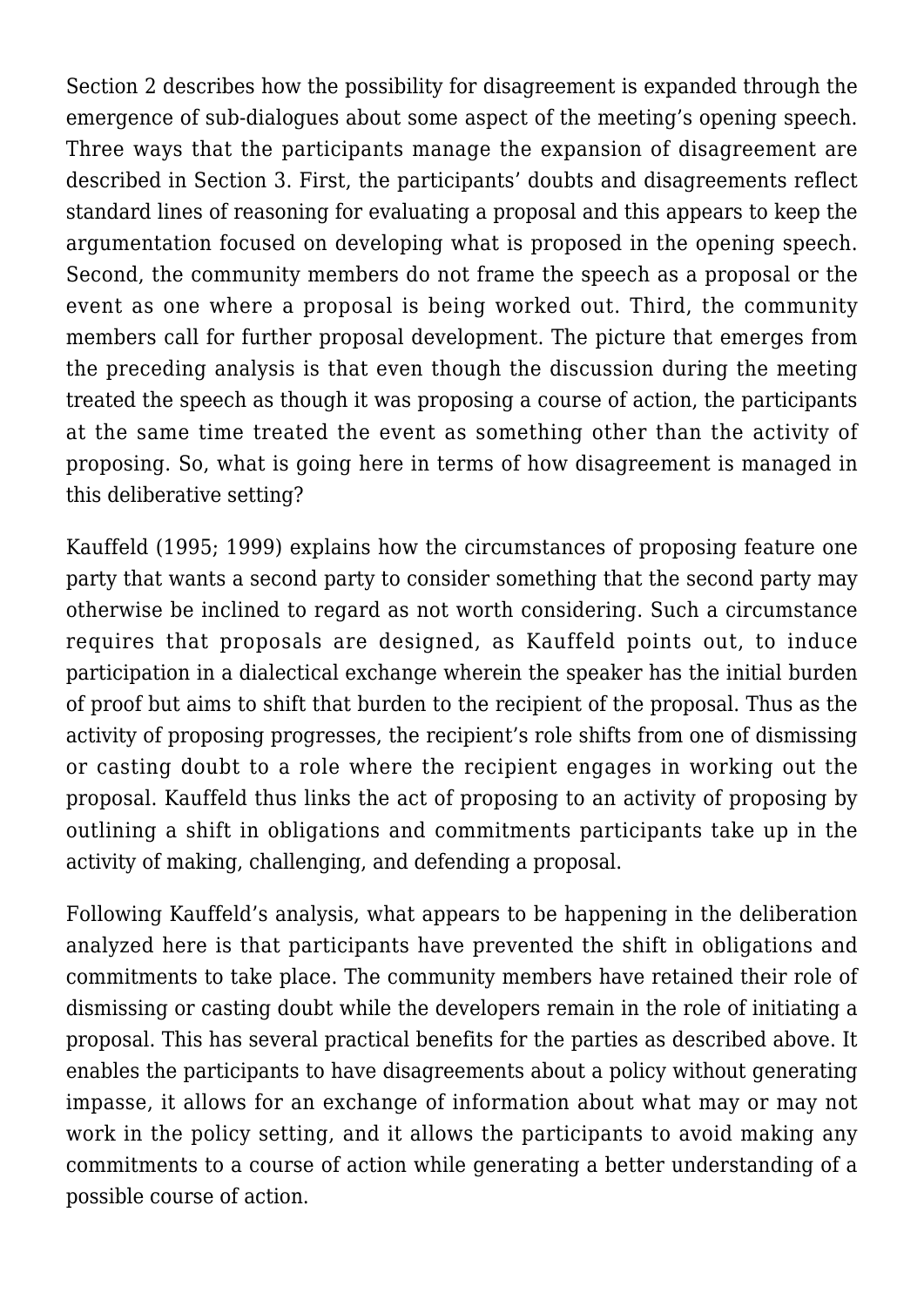Section 2 describes how the possibility for disagreement is expanded through the emergence of sub-dialogues about some aspect of the meeting's opening speech. Three ways that the participants manage the expansion of disagreement are described in Section 3. First, the participants' doubts and disagreements reflect standard lines of reasoning for evaluating a proposal and this appears to keep the argumentation focused on developing what is proposed in the opening speech. Second, the community members do not frame the speech as a proposal or the event as one where a proposal is being worked out. Third, the community members call for further proposal development. The picture that emerges from the preceding analysis is that even though the discussion during the meeting treated the speech as though it was proposing a course of action, the participants at the same time treated the event as something other than the activity of proposing. So, what is going here in terms of how disagreement is managed in this deliberative setting?

Kauffeld (1995; 1999) explains how the circumstances of proposing feature one party that wants a second party to consider something that the second party may otherwise be inclined to regard as not worth considering. Such a circumstance requires that proposals are designed, as Kauffeld points out, to induce participation in a dialectical exchange wherein the speaker has the initial burden of proof but aims to shift that burden to the recipient of the proposal. Thus as the activity of proposing progresses, the recipient's role shifts from one of dismissing or casting doubt to a role where the recipient engages in working out the proposal. Kauffeld thus links the act of proposing to an activity of proposing by outlining a shift in obligations and commitments participants take up in the activity of making, challenging, and defending a proposal.

Following Kauffeld's analysis, what appears to be happening in the deliberation analyzed here is that participants have prevented the shift in obligations and commitments to take place. The community members have retained their role of dismissing or casting doubt while the developers remain in the role of initiating a proposal. This has several practical benefits for the parties as described above. It enables the participants to have disagreements about a policy without generating impasse, it allows for an exchange of information about what may or may not work in the policy setting, and it allows the participants to avoid making any commitments to a course of action while generating a better understanding of a possible course of action.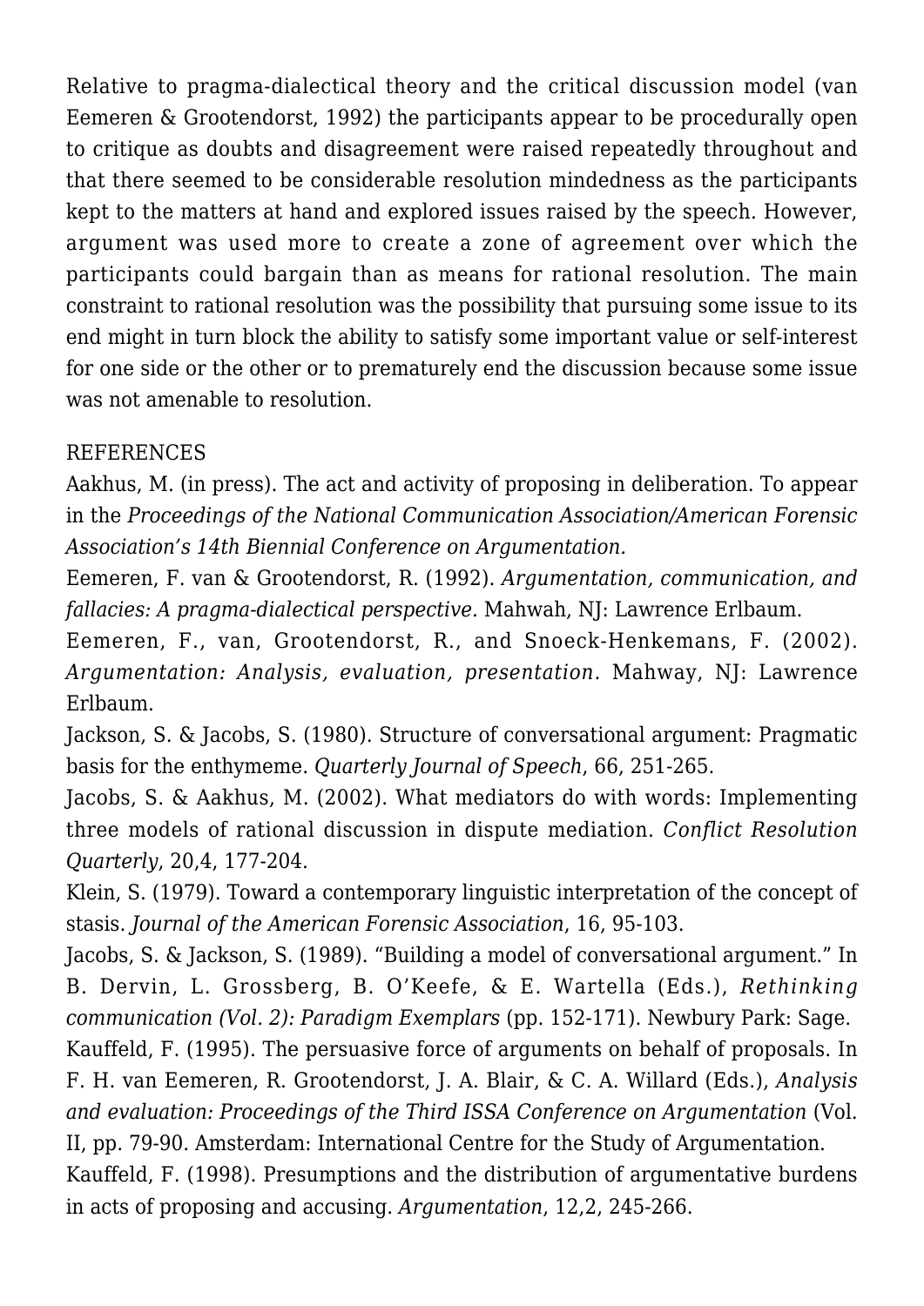Relative to pragma-dialectical theory and the critical discussion model (van Eemeren & Grootendorst, 1992) the participants appear to be procedurally open to critique as doubts and disagreement were raised repeatedly throughout and that there seemed to be considerable resolution mindedness as the participants kept to the matters at hand and explored issues raised by the speech. However, argument was used more to create a zone of agreement over which the participants could bargain than as means for rational resolution. The main constraint to rational resolution was the possibility that pursuing some issue to its end might in turn block the ability to satisfy some important value or self-interest for one side or the other or to prematurely end the discussion because some issue was not amenable to resolution.

REFERENCES

Aakhus, M. (in press). The act and activity of proposing in deliberation. To appear in the *Proceedings of the National Communication Association/American Forensic Association's 14th Biennial Conference on Argumentation.*

Eemeren, F. van & Grootendorst, R. (1992). *Argumentation, communication, and fallacies: A pragma-dialectical perspective.* Mahwah, NJ: Lawrence Erlbaum.

Eemeren, F., van, Grootendorst, R., and Snoeck-Henkemans, F. (2002). *Argumentation: Analysis, evaluation, presentation.* Mahway, NJ: Lawrence Erlbaum.

Jackson, S. & Jacobs, S. (1980). Structure of conversational argument: Pragmatic basis for the enthymeme. *Quarterly Journal of Speech*, 66, 251-265.

Jacobs, S. & Aakhus, M. (2002). What mediators do with words: Implementing three models of rational discussion in dispute mediation. *Conflict Resolution Quarterly*, 20,4, 177-204.

Klein, S. (1979). Toward a contemporary linguistic interpretation of the concept of stasis. *Journal of the American Forensic Association*, 16, 95-103.

Jacobs, S. & Jackson, S. (1989). "Building a model of conversational argument." In B. Dervin, L. Grossberg, B. O'Keefe, & E. Wartella (Eds.), *Rethinking communication (Vol. 2): Paradigm Exemplars* (pp. 152-171). Newbury Park: Sage.

Kauffeld, F. (1995). The persuasive force of arguments on behalf of proposals. In F. H. van Eemeren, R. Grootendorst, J. A. Blair, & C. A. Willard (Eds.), *Analysis and evaluation: Proceedings of the Third ISSA Conference on Argumentation* (Vol. II, pp. 79-90. Amsterdam: International Centre for the Study of Argumentation.

Kauffeld, F. (1998). Presumptions and the distribution of argumentative burdens in acts of proposing and accusing. *Argumentation*, 12,2, 245-266.